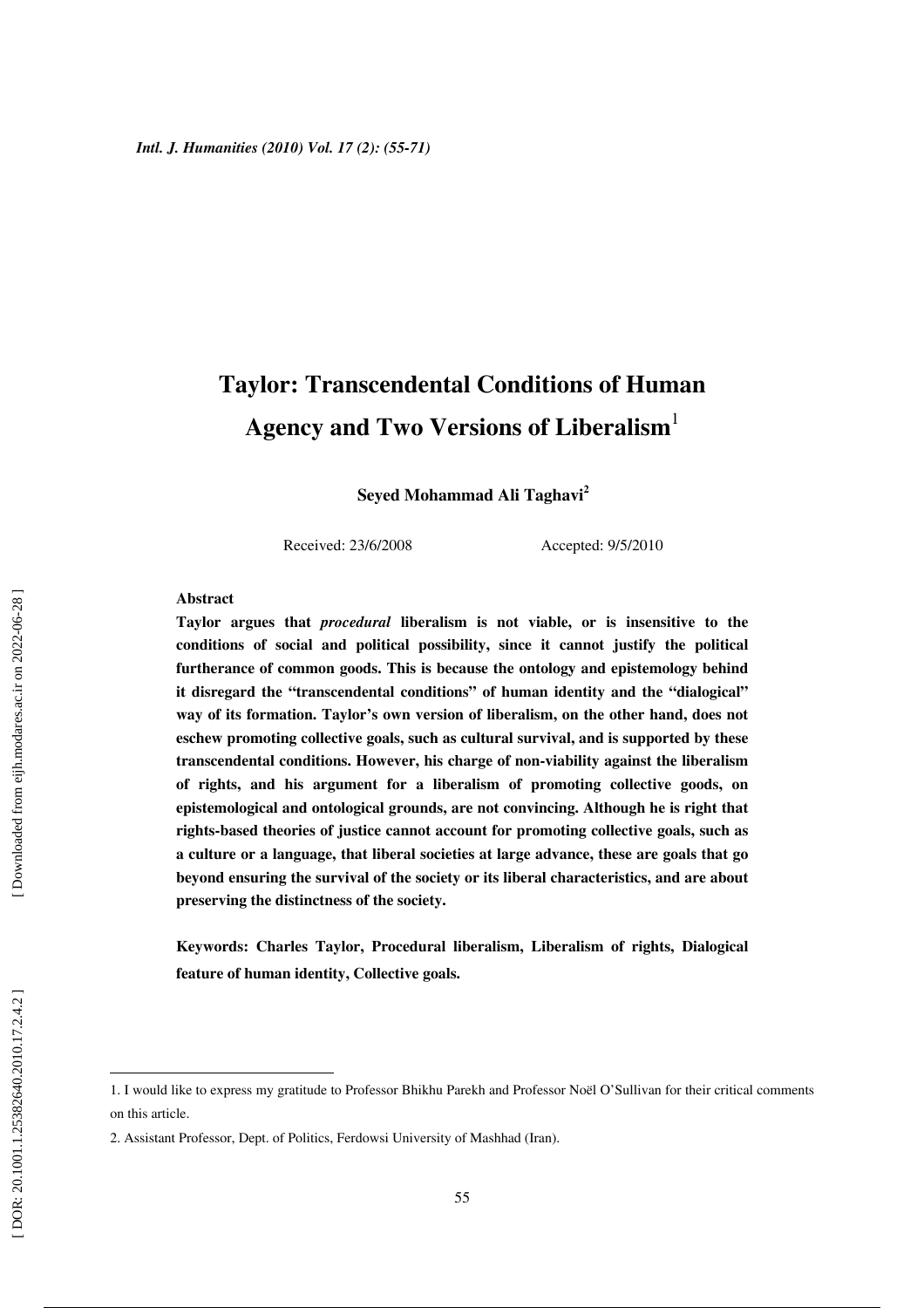# Taylor: Transcendental Conditions of Human Agency and Two Versions of Liberalism[1]

**Seyed Mohammad Ali Taghavi[2]**

Received: 23/6/2008 Accepted: 9/5/2010

**Abstract**

**Taylor argues that *procedural* liberalism is not viable, or is insensitive to the conditions of social and political possibility, since it cannot justify the political furtherance of common goods. This is because the ontology and epistemology behind it disregard the "transcendental conditions" of human identity and the "dialogical" way of its formation. Taylor's own version of liberalism, on the other hand, does not eschew promoting collective goals, such as cultural survival, and is supported by these transcendental conditions. However, his charge of non-viability against the liberalism of rights, and his argument for a liberalism of promoting collective goods, on epistemological and ontological grounds, are not convincing. Although he is right that rights-based theories of justice cannot account for promoting collective goals, such as a culture or a language, that liberal societies at large advance, these are goals that go beyond ensuring the survival of the society or its liberal characteristics, and are about preserving the distinctness of the society.**

**Keywords: Charles Taylor, Procedural liberalism, Liberalism of rights, Dialogical feature of human identity, Collective goals.**

---

1. I would like to express my gratitude to Professor Bhikhu Parekh and Professor Noël O'Sullivan for their critical comments on this article.

2. Assistant Professor, Dept. of Politics, Ferdowsi University of Mashhad (Iran).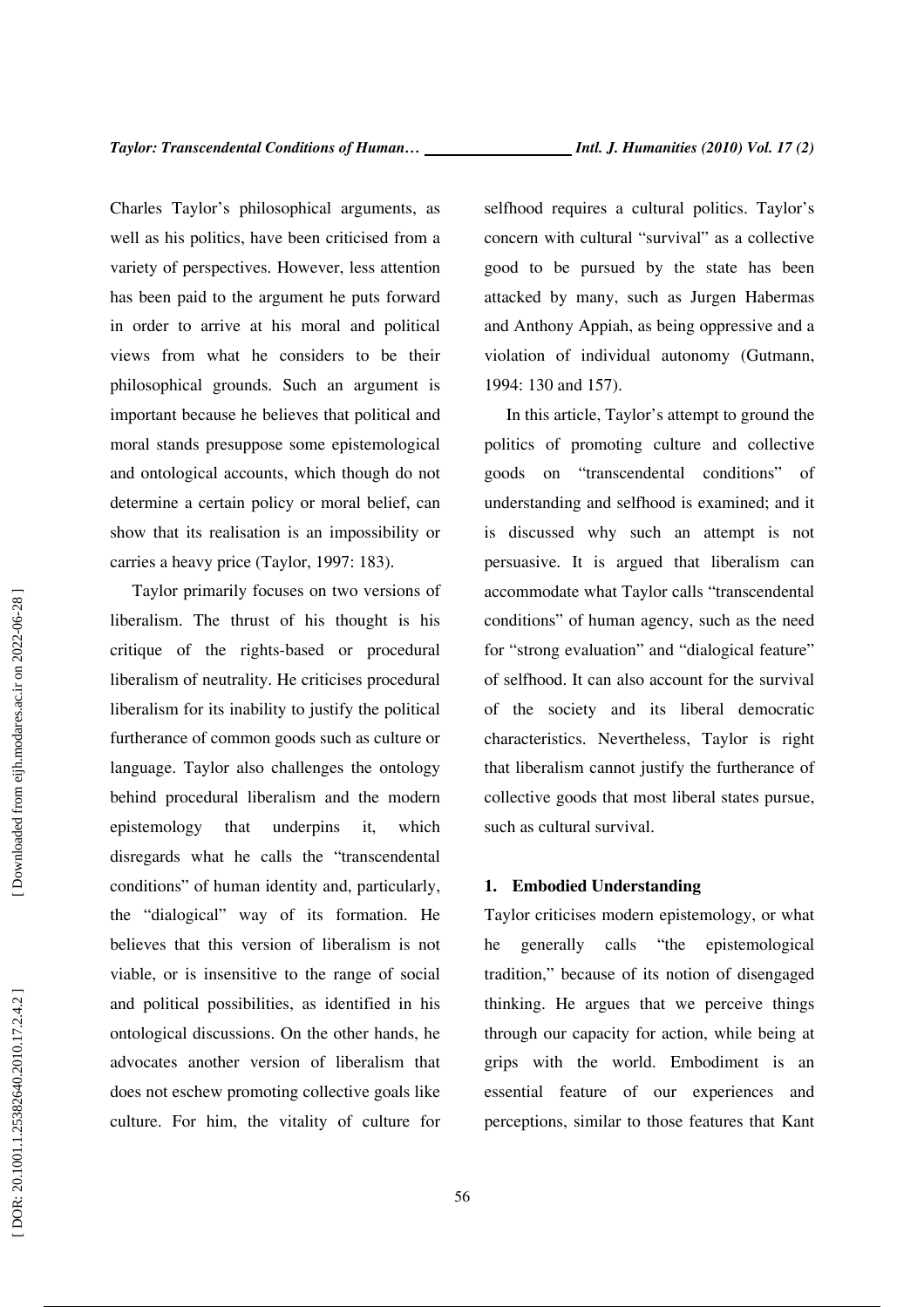Charles Taylor's philosophical arguments, as well as his politics, have been criticised from a variety of perspectives. However, less attention has been paid to the argument he puts forward in order to arrive at his moral and political views from what he considers to be their philosophical grounds. Such an argument is important because he believes that political and moral stands presuppose some epistemological and ontological accounts, which though do not determine a certain policy or moral belief, can show that its realisation is an impossibility or carries a heavy price (Taylor, 1997: 183).

Taylor primarily focuses on two versions of liberalism. The thrust of his thought is his critique of the rights-based or procedural liberalism of neutrality. He criticises procedural liberalism for its inability to justify the political furtherance of common goods such as culture or language. Taylor also challenges the ontology behind procedural liberalism and the modern epistemology that underpins it, which disregards what he calls the "transcendental conditions" of human identity and, particularly, the "dialogical" way of its formation. He believes that this version of liberalism is not viable, or is insensitive to the range of social and political possibilities, as identified in his ontological discussions. On the other hands, he advocates another version of liberalism that does not eschew promoting collective goals like culture. For him, the vitality of culture for selfhood requires a cultural politics. Taylor's concern with cultural "survival" as a collective good to be pursued by the state has been attacked by many, such as Jurgen Habermas and Anthony Appiah, as being oppressive and a violation of individual autonomy (Gutmann, 1994: 130 and 157).

In this article, Taylor's attempt to ground the politics of promoting culture and collective goods on "transcendental conditions" of understanding and selfhood is examined; and it is discussed why such an attempt is not persuasive. It is argued that liberalism can accommodate what Taylor calls "transcendental conditions" of human agency, such as the need for "strong evaluation" and "dialogical feature" of selfhood. It can also account for the survival of the society and its liberal democratic characteristics. Nevertheless, Taylor is right that liberalism cannot justify the furtherance of collective goods that most liberal states pursue, such as cultural survival.

## 1. Embodied Understanding

Taylor criticises modern epistemology, or what he generally calls "the epistemological tradition," because of its notion of disengaged thinking. He argues that we perceive things through our capacity for action, while being at grips with the world. Embodiment is an essential feature of our experiences and perceptions, similar to those features that Kant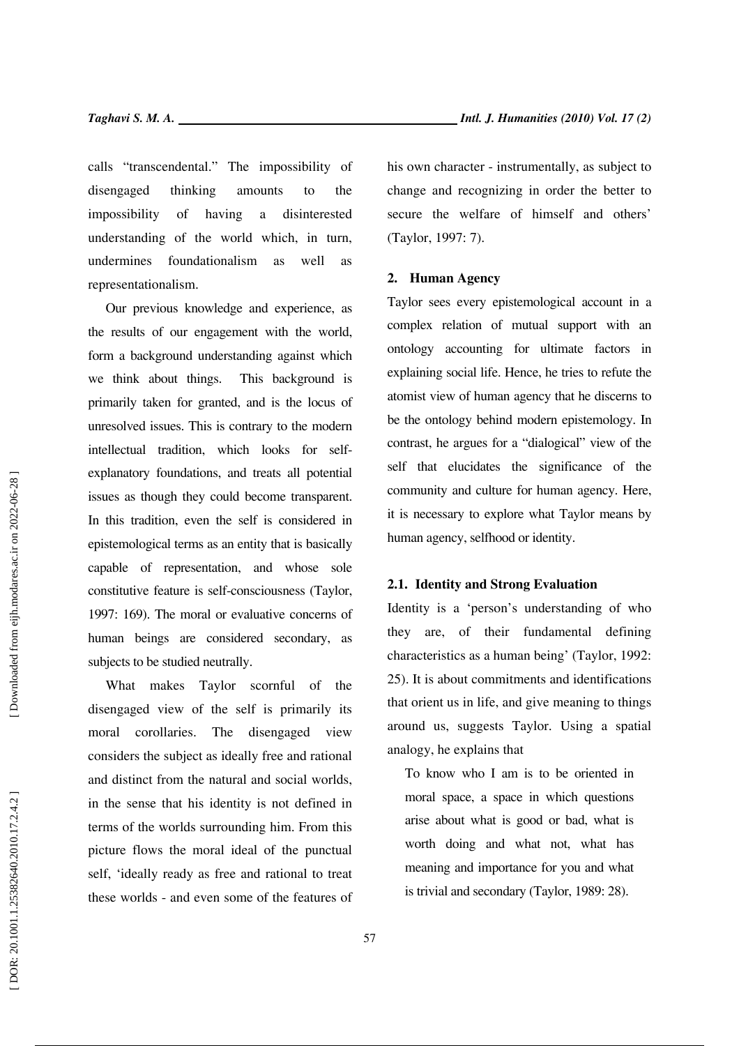calls "transcendental." The impossibility of disengaged thinking amounts to the impossibility of having a disinterested understanding of the world which, in turn, undermines foundationalism as well as representationalism.

Our previous knowledge and experience, as the results of our engagement with the world, form a background understanding against which we think about things. This background is primarily taken for granted, and is the locus of unresolved issues. This is contrary to the modern intellectual tradition, which looks for self-explanatory foundations, and treats all potential issues as though they could become transparent. In this tradition, even the self is considered in epistemological terms as an entity that is basically capable of representation, and whose sole constitutive feature is self-consciousness (Taylor, 1997: 169). The moral or evaluative concerns of human beings are considered secondary, as subjects to be studied neutrally.

What makes Taylor scornful of the disengaged view of the self is primarily its moral corollaries. The disengaged view considers the subject as ideally free and rational and distinct from the natural and social worlds, in the sense that his identity is not defined in terms of the worlds surrounding him. From this picture flows the moral ideal of the punctual self, 'ideally ready as free and rational to treat these worlds - and even some of the features of his own character - instrumentally, as subject to change and recognizing in order the better to secure the welfare of himself and others' (Taylor, 1997: 7).

## 2. Human Agency

Taylor sees every epistemological account in a complex relation of mutual support with an ontology accounting for ultimate factors in explaining social life. Hence, he tries to refute the atomist view of human agency that he discerns to be the ontology behind modern epistemology. In contrast, he argues for a "dialogical" view of the self that elucidates the significance of the community and culture for human agency. Here, it is necessary to explore what Taylor means by human agency, selfhood or identity.

### 2.1. Identity and Strong Evaluation

Identity is a 'person's understanding of who they are, of their fundamental defining characteristics as a human being' (Taylor, 1992: 25). It is about commitments and identifications that orient us in life, and give meaning to things around us, suggests Taylor. Using a spatial analogy, he explains that

> To know who I am is to be oriented in moral space, a space in which questions arise about what is good or bad, what is worth doing and what not, what has meaning and importance for you and what is trivial and secondary (Taylor, 1989: 28).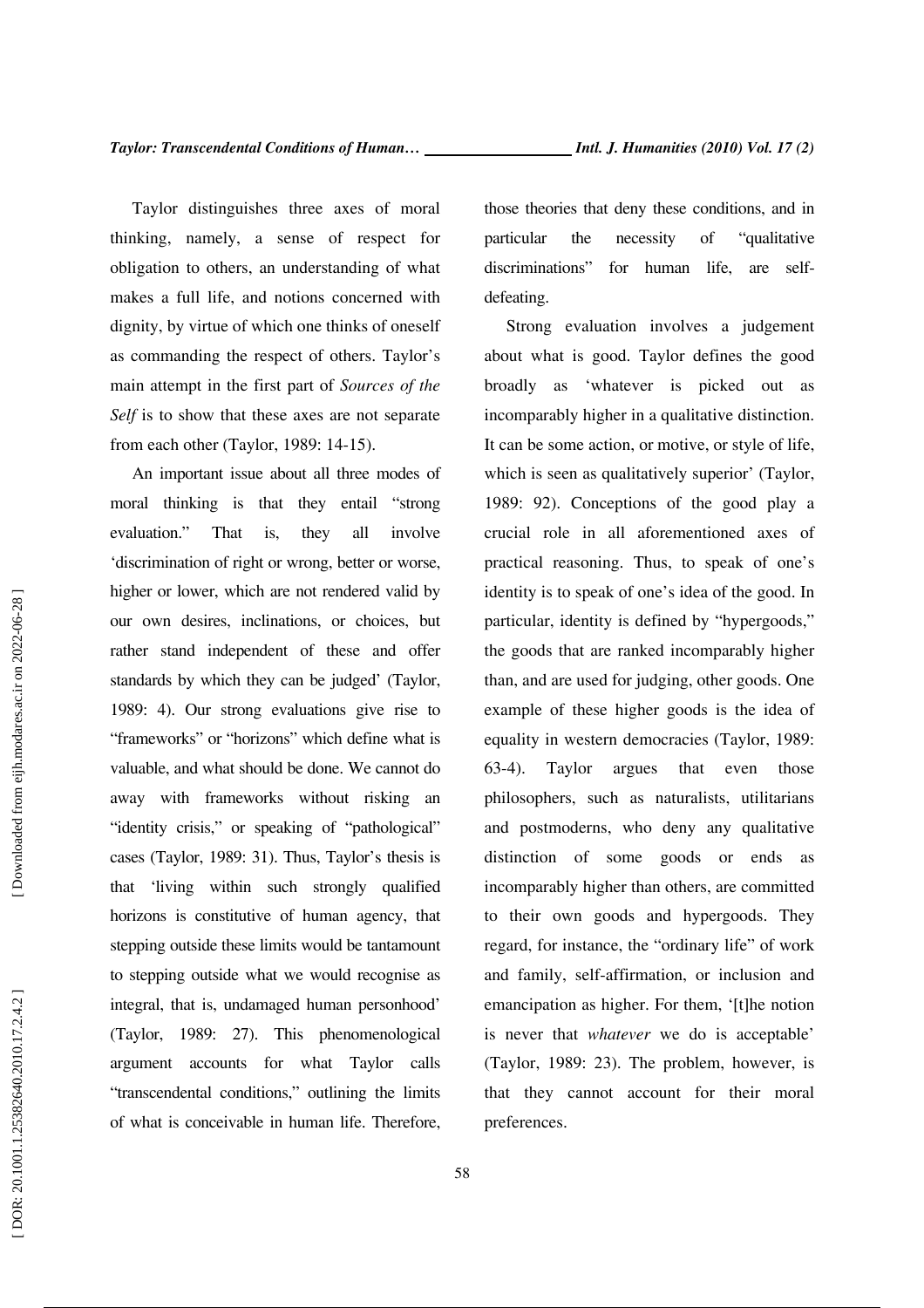Taylor distinguishes three axes of moral thinking, namely, a sense of respect for obligation to others, an understanding of what makes a full life, and notions concerned with dignity, by virtue of which one thinks of oneself as commanding the respect of others. Taylor's main attempt in the first part of *Sources of the Self* is to show that these axes are not separate from each other (Taylor, 1989: 14-15).

An important issue about all three modes of moral thinking is that they entail "strong evaluation." That is, they all involve 'discrimination of right or wrong, better or worse, higher or lower, which are not rendered valid by our own desires, inclinations, or choices, but rather stand independent of these and offer standards by which they can be judged' (Taylor, 1989: 4). Our strong evaluations give rise to "frameworks" or "horizons" which define what is valuable, and what should be done. We cannot do away with frameworks without risking an "identity crisis," or speaking of "pathological" cases (Taylor, 1989: 31). Thus, Taylor's thesis is that 'living within such strongly qualified horizons is constitutive of human agency, that stepping outside these limits would be tantamount to stepping outside what we would recognise as integral, that is, undamaged human personhood' (Taylor, 1989: 27). This phenomenological argument accounts for what Taylor calls "transcendental conditions," outlining the limits of what is conceivable in human life. Therefore, those theories that deny these conditions, and in particular the necessity of "qualitative discriminations" for human life, are self-defeating.

Strong evaluation involves a judgement about what is good. Taylor defines the good broadly as 'whatever is picked out as incomparably higher in a qualitative distinction. It can be some action, or motive, or style of life, which is seen as qualitatively superior' (Taylor, 1989: 92). Conceptions of the good play a crucial role in all aforementioned axes of practical reasoning. Thus, to speak of one's identity is to speak of one's idea of the good. In particular, identity is defined by "hypergoods," the goods that are ranked incomparably higher than, and are used for judging, other goods. One example of these higher goods is the idea of equality in western democracies (Taylor, 1989: 63-4). Taylor argues that even those philosophers, such as naturalists, utilitarians and postmoderns, who deny any qualitative distinction of some goods or ends as incomparably higher than others, are committed to their own goods and hypergoods. They regard, for instance, the "ordinary life" of work and family, self-affirmation, or inclusion and emancipation as higher. For them, '[t]he notion is never that *whatever* we do is acceptable' (Taylor, 1989: 23). The problem, however, is that they cannot account for their moral preferences.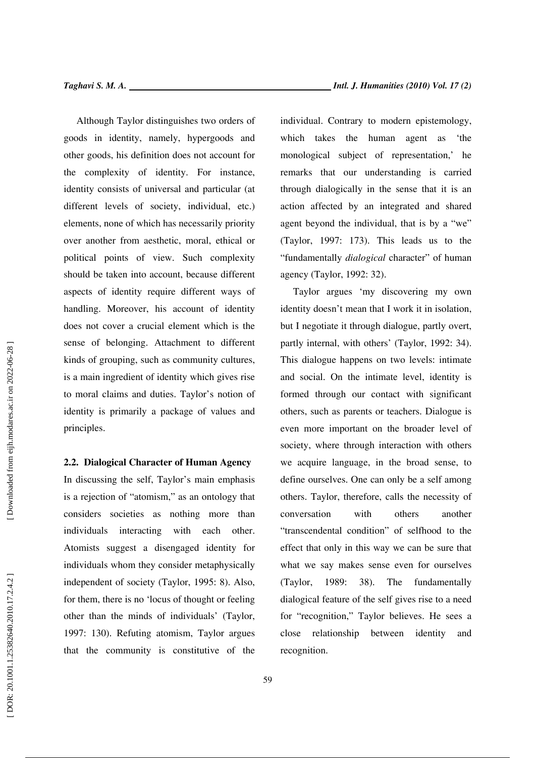Although Taylor distinguishes two orders of goods in identity, namely, hypergoods and other goods, his definition does not account for the complexity of identity. For instance, identity consists of universal and particular (at different levels of society, individual, etc.) elements, none of which has necessarily priority over another from aesthetic, moral, ethical or political points of view. Such complexity should be taken into account, because different aspects of identity require different ways of handling. Moreover, his account of identity does not cover a crucial element which is the sense of belonging. Attachment to different kinds of grouping, such as community cultures, is a main ingredient of identity which gives rise to moral claims and duties. Taylor's notion of identity is primarily a package of values and principles.

### 2.2. Dialogical Character of Human Agency

In discussing the self, Taylor's main emphasis is a rejection of "atomism," as an ontology that considers societies as nothing more than individuals interacting with each other. Atomists suggest a disengaged identity for individuals whom they consider metaphysically independent of society (Taylor, 1995: 8). Also, for them, there is no 'locus of thought or feeling other than the minds of individuals' (Taylor, 1997: 130). Refuting atomism, Taylor argues that the community is constitutive of the individual. Contrary to modern epistemology, which takes the human agent as 'the monological subject of representation,' he remarks that our understanding is carried through dialogically in the sense that it is an action affected by an integrated and shared agent beyond the individual, that is by a "we" (Taylor, 1997: 173). This leads us to the "fundamentally *dialogical* character" of human agency (Taylor, 1992: 32).

Taylor argues 'my discovering my own identity doesn't mean that I work it in isolation, but I negotiate it through dialogue, partly overt, partly internal, with others' (Taylor, 1992: 34). This dialogue happens on two levels: intimate and social. On the intimate level, identity is formed through our contact with significant others, such as parents or teachers. Dialogue is even more important on the broader level of society, where through interaction with others we acquire language, in the broad sense, to define ourselves. One can only be a self among others. Taylor, therefore, calls the necessity of conversation with others another "transcendental condition" of selfhood to the effect that only in this way we can be sure that what we say makes sense even for ourselves (Taylor, 1989: 38). The fundamentally dialogical feature of the self gives rise to a need for "recognition," Taylor believes. He sees a close relationship between identity and recognition.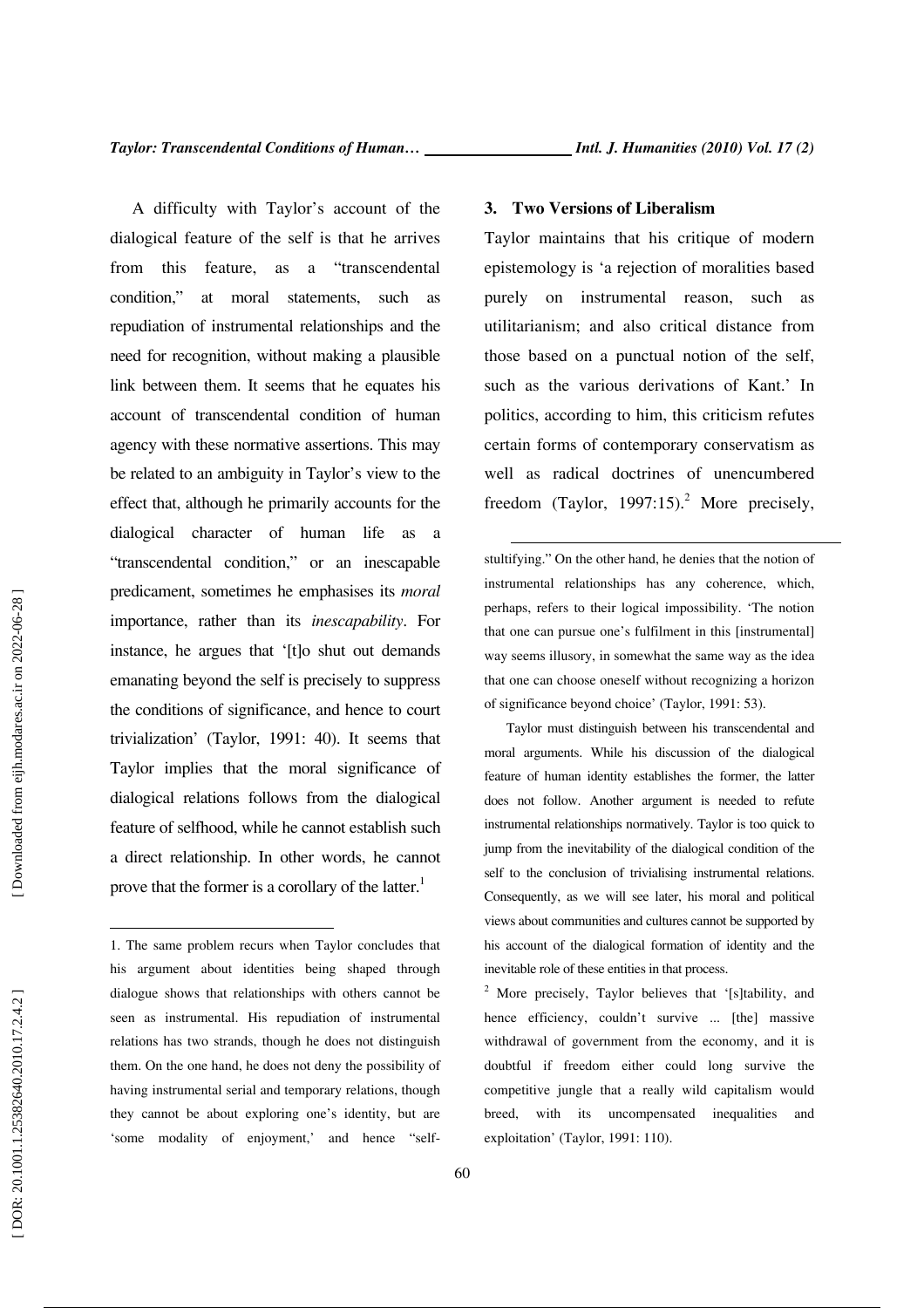A difficulty with Taylor's account of the dialogical feature of the self is that he arrives from this feature, as a "transcendental condition," at moral statements, such as repudiation of instrumental relationships and the need for recognition, without making a plausible link between them. It seems that he equates his account of transcendental condition of human agency with these normative assertions. This may be related to an ambiguity in Taylor's view to the effect that, although he primarily accounts for the dialogical character of human life as a "transcendental condition," or an inescapable predicament, sometimes he emphasises its *moral* importance, rather than its *inescapability*. For instance, he argues that '[t]o shut out demands emanating beyond the self is precisely to suppress the conditions of significance, and hence to court trivialization' (Taylor, 1991: 40). It seems that Taylor implies that the moral significance of dialogical relations follows from the dialogical feature of selfhood, while he cannot establish such a direct relationship. In other words, he cannot prove that the former is a corollary of the latter.[1]

## 3. Two Versions of Liberalism

Taylor maintains that his critique of modern epistemology is 'a rejection of moralities based purely on instrumental reason, such as utilitarianism; and also critical distance from those based on a punctual notion of the self, such as the various derivations of Kant.' In politics, according to him, this criticism refutes certain forms of contemporary conservatism as well as radical doctrines of unencumbered freedom (Taylor, 1997:15).[2] More precisely,

---

1. The same problem recurs when Taylor concludes that his argument about identities being shaped through dialogue shows that relationships with others cannot be seen as instrumental. His repudiation of instrumental relations has two strands, though he does not distinguish them. On the one hand, he does not deny the possibility of having instrumental serial and temporary relations, though they cannot be about exploring one's identity, but are 'some modality of enjoyment,' and hence "self-stultifying." On the other hand, he denies that the notion of instrumental relationships has any coherence, which, perhaps, refers to their logical impossibility. 'The notion that one can pursue one's fulfilment in this [instrumental] way seems illusory, in somewhat the same way as the idea that one can choose oneself without recognizing a horizon of significance beyond choice' (Taylor, 1991: 53).

Taylor must distinguish between his transcendental and moral arguments. While his discussion of the dialogical feature of human identity establishes the former, the latter does not follow. Another argument is needed to refute instrumental relationships normatively. Taylor is too quick to jump from the inevitability of the dialogical condition of the self to the conclusion of trivialising instrumental relations. Consequently, as we will see later, his moral and political views about communities and cultures cannot be supported by his account of the dialogical formation of identity and the inevitable role of these entities in that process.

2. More precisely, Taylor believes that '[s]tability, and hence efficiency, couldn't survive ... [the] massive withdrawal of government from the economy, and it is doubtful if freedom either could long survive the competitive jungle that a really wild capitalism would breed, with its uncompensated inequalities and exploitation' (Taylor, 1991: 110).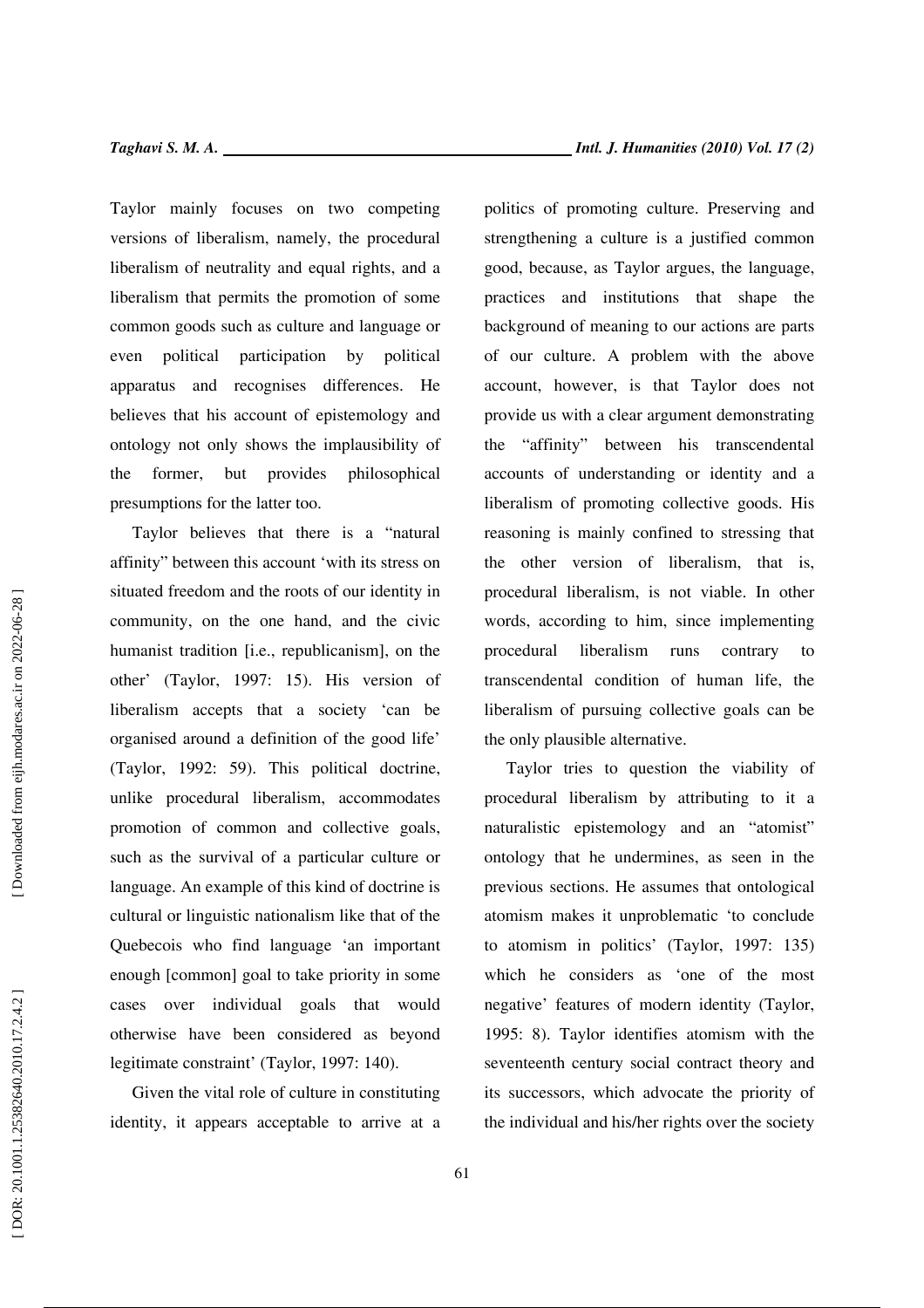Taylor mainly focuses on two competing versions of liberalism, namely, the procedural liberalism of neutrality and equal rights, and a liberalism that permits the promotion of some common goods such as culture and language or even political participation by political apparatus and recognises differences. He believes that his account of epistemology and ontology not only shows the implausibility of the former, but provides philosophical presumptions for the latter too.

Taylor believes that there is a "natural affinity" between this account 'with its stress on situated freedom and the roots of our identity in community, on the one hand, and the civic humanist tradition [i.e., republicanism], on the other' (Taylor, 1997: 15). His version of liberalism accepts that a society 'can be organised around a definition of the good life' (Taylor, 1992: 59). This political doctrine, unlike procedural liberalism, accommodates promotion of common and collective goals, such as the survival of a particular culture or language. An example of this kind of doctrine is cultural or linguistic nationalism like that of the Quebecois who find language 'an important enough [common] goal to take priority in some cases over individual goals that would otherwise have been considered as beyond legitimate constraint' (Taylor, 1997: 140).

Given the vital role of culture in constituting identity, it appears acceptable to arrive at a politics of promoting culture. Preserving and strengthening a culture is a justified common good, because, as Taylor argues, the language, practices and institutions that shape the background of meaning to our actions are parts of our culture. A problem with the above account, however, is that Taylor does not provide us with a clear argument demonstrating the "affinity" between his transcendental accounts of understanding or identity and a liberalism of promoting collective goods. His reasoning is mainly confined to stressing that the other version of liberalism, that is, procedural liberalism, is not viable. In other words, according to him, since implementing procedural liberalism runs contrary to transcendental condition of human life, the liberalism of pursuing collective goals can be the only plausible alternative.

Taylor tries to question the viability of procedural liberalism by attributing to it a naturalistic epistemology and an "atomist" ontology that he undermines, as seen in the previous sections. He assumes that ontological atomism makes it unproblematic 'to conclude to atomism in politics' (Taylor, 1997: 135) which he considers as 'one of the most negative' features of modern identity (Taylor, 1995: 8). Taylor identifies atomism with the seventeenth century social contract theory and its successors, which advocate the priority of the individual and his/her rights over the society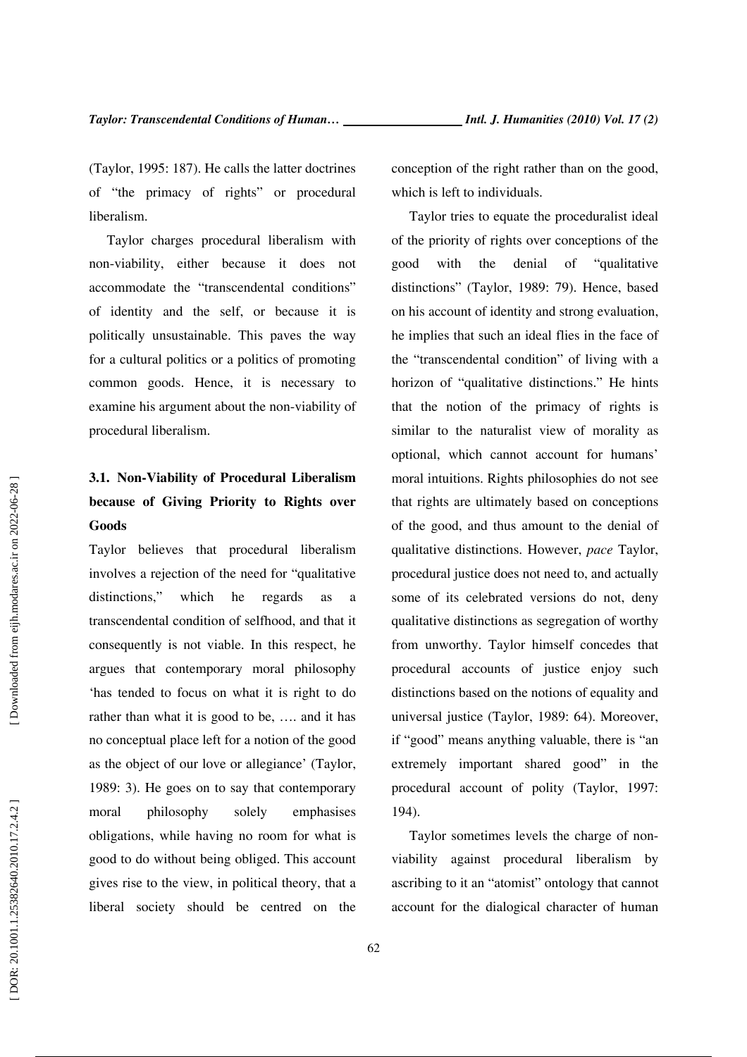(Taylor, 1995: 187). He calls the latter doctrines of "the primacy of rights" or procedural liberalism.

Taylor charges procedural liberalism with non-viability, either because it does not accommodate the "transcendental conditions" of identity and the self, or because it is politically unsustainable. This paves the way for a cultural politics or a politics of promoting common goods. Hence, it is necessary to examine his argument about the non-viability of procedural liberalism.

### 3.1. Non-Viability of Procedural Liberalism because of Giving Priority to Rights over Goods

Taylor believes that procedural liberalism involves a rejection of the need for "qualitative distinctions," which he regards as a transcendental condition of selfhood, and that it consequently is not viable. In this respect, he argues that contemporary moral philosophy 'has tended to focus on what it is right to do rather than what it is good to be, …. and it has no conceptual place left for a notion of the good as the object of our love or allegiance' (Taylor, 1989: 3). He goes on to say that contemporary moral philosophy solely emphasises obligations, while having no room for what is good to do without being obliged. This account gives rise to the view, in political theory, that a liberal society should be centred on the conception of the right rather than on the good, which is left to individuals.

Taylor tries to equate the proceduralist ideal of the priority of rights over conceptions of the good with the denial of "qualitative distinctions" (Taylor, 1989: 79). Hence, based on his account of identity and strong evaluation, he implies that such an ideal flies in the face of the "transcendental condition" of living with a horizon of "qualitative distinctions." He hints that the notion of the primacy of rights is similar to the naturalist view of morality as optional, which cannot account for humans' moral intuitions. Rights philosophies do not see that rights are ultimately based on conceptions of the good, and thus amount to the denial of qualitative distinctions. However, *pace* Taylor, procedural justice does not need to, and actually some of its celebrated versions do not, deny qualitative distinctions as segregation of worthy from unworthy. Taylor himself concedes that procedural accounts of justice enjoy such distinctions based on the notions of equality and universal justice (Taylor, 1989: 64). Moreover, if "good" means anything valuable, there is "an extremely important shared good" in the procedural account of polity (Taylor, 1997: 194).

Taylor sometimes levels the charge of non-viability against procedural liberalism by ascribing to it an "atomist" ontology that cannot account for the dialogical character of human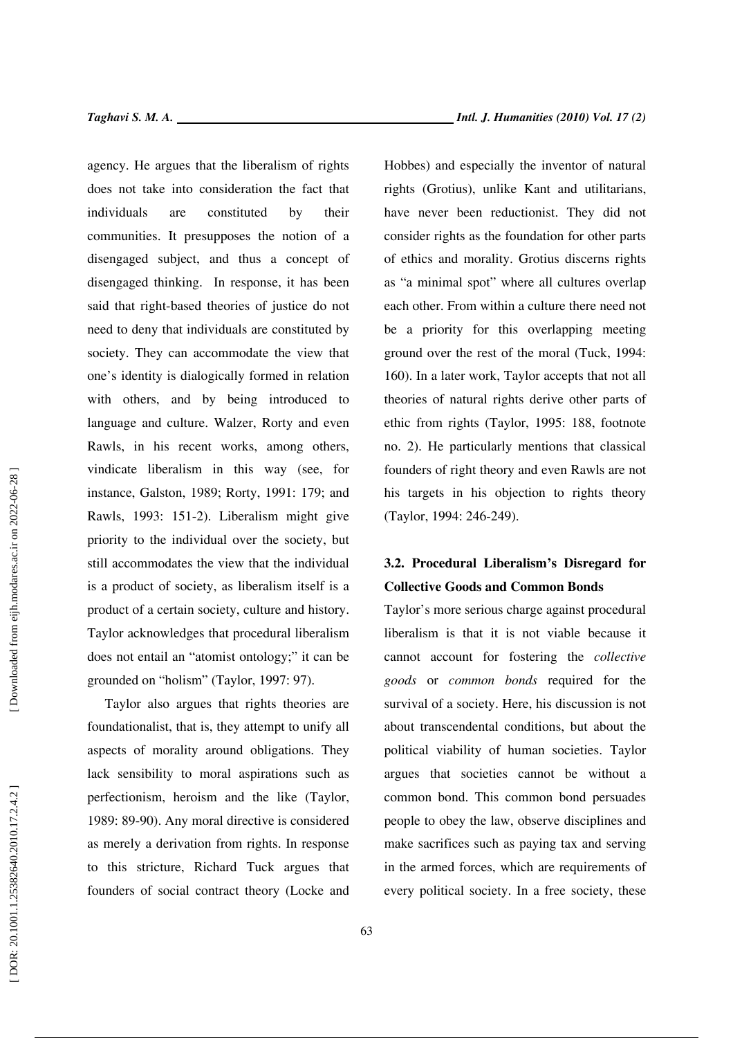agency. He argues that the liberalism of rights does not take into consideration the fact that individuals are constituted by their communities. It presupposes the notion of a disengaged subject, and thus a concept of disengaged thinking. In response, it has been said that right-based theories of justice do not need to deny that individuals are constituted by society. They can accommodate the view that one's identity is dialogically formed in relation with others, and by being introduced to language and culture. Walzer, Rorty and even Rawls, in his recent works, among others, vindicate liberalism in this way (see, for instance, Galston, 1989; Rorty, 1991: 179; and Rawls, 1993: 151-2). Liberalism might give priority to the individual over the society, but still accommodates the view that the individual is a product of society, as liberalism itself is a product of a certain society, culture and history. Taylor acknowledges that procedural liberalism does not entail an "atomist ontology;" it can be grounded on "holism" (Taylor, 1997: 97).

Taylor also argues that rights theories are foundationalist, that is, they attempt to unify all aspects of morality around obligations. They lack sensibility to moral aspirations such as perfectionism, heroism and the like (Taylor, 1989: 89-90). Any moral directive is considered as merely a derivation from rights. In response to this stricture, Richard Tuck argues that founders of social contract theory (Locke and Hobbes) and especially the inventor of natural rights (Grotius), unlike Kant and utilitarians, have never been reductionist. They did not consider rights as the foundation for other parts of ethics and morality. Grotius discerns rights as "a minimal spot" where all cultures overlap each other. From within a culture there need not be a priority for this overlapping meeting ground over the rest of the moral (Tuck, 1994: 160). In a later work, Taylor accepts that not all theories of natural rights derive other parts of ethic from rights (Taylor, 1995: 188, footnote no. 2). He particularly mentions that classical founders of right theory and even Rawls are not his targets in his objection to rights theory (Taylor, 1994: 246-249).

### 3.2. Procedural Liberalism's Disregard for Collective Goods and Common Bonds

Taylor's more serious charge against procedural liberalism is that it is not viable because it cannot account for fostering the *collective goods* or *common bonds* required for the survival of a society. Here, his discussion is not about transcendental conditions, but about the political viability of human societies. Taylor argues that societies cannot be without a common bond. This common bond persuades people to obey the law, observe disciplines and make sacrifices such as paying tax and serving in the armed forces, which are requirements of every political society. In a free society, these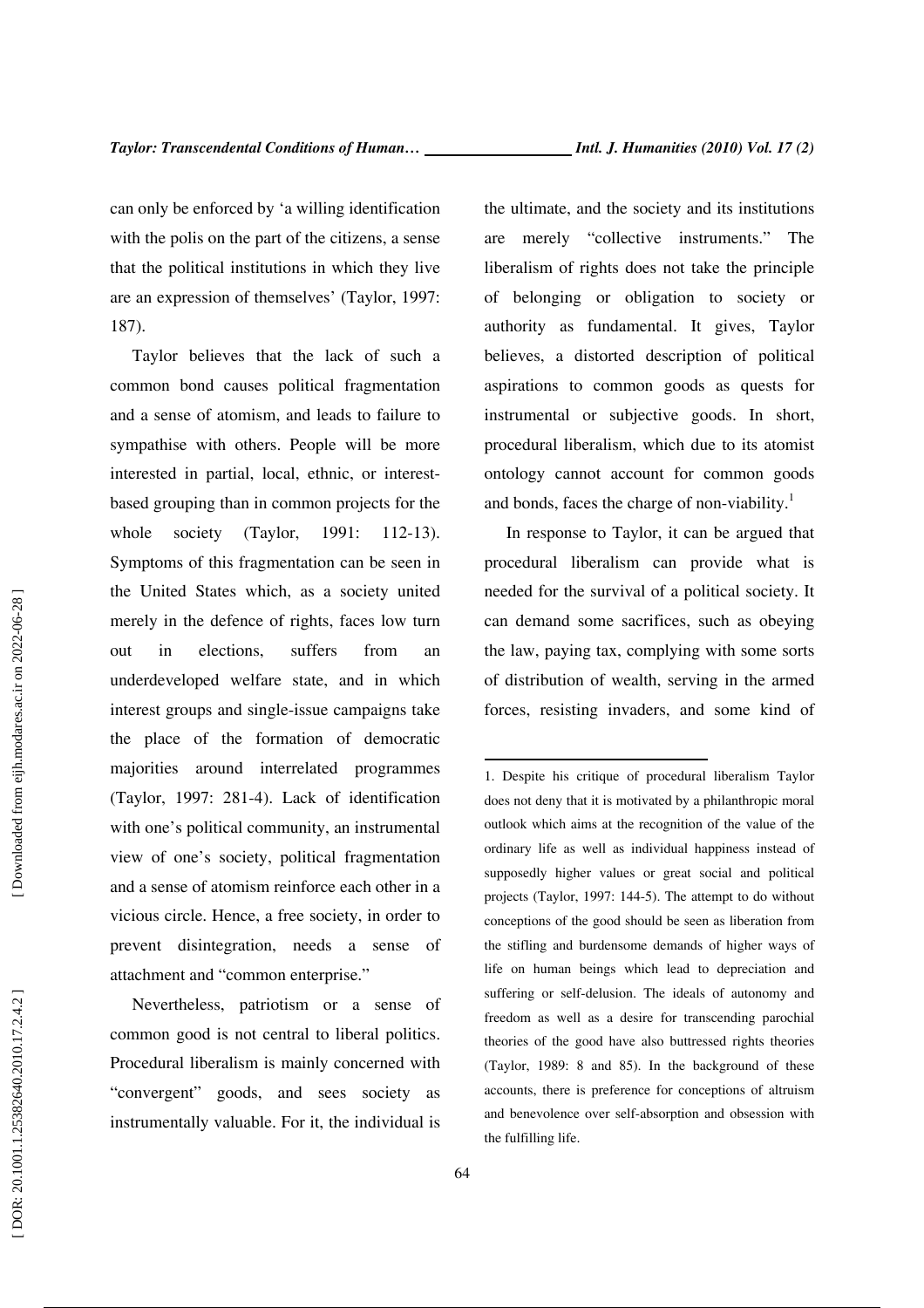can only be enforced by 'a willing identification with the polis on the part of the citizens, a sense that the political institutions in which they live are an expression of themselves' (Taylor, 1997: 187).

Taylor believes that the lack of such a common bond causes political fragmentation and a sense of atomism, and leads to failure to sympathise with others. People will be more interested in partial, local, ethnic, or interest-based grouping than in common projects for the whole society (Taylor, 1991: 112-13). Symptoms of this fragmentation can be seen in the United States which, as a society united merely in the defence of rights, faces low turn out in elections, suffers from an underdeveloped welfare state, and in which interest groups and single-issue campaigns take the place of the formation of democratic majorities around interrelated programmes (Taylor, 1997: 281-4). Lack of identification with one's political community, an instrumental view of one's society, political fragmentation and a sense of atomism reinforce each other in a vicious circle. Hence, a free society, in order to prevent disintegration, needs a sense of attachment and "common enterprise."

Nevertheless, patriotism or a sense of common good is not central to liberal politics. Procedural liberalism is mainly concerned with "convergent" goods, and sees society as instrumentally valuable. For it, the individual is the ultimate, and the society and its institutions are merely "collective instruments." The liberalism of rights does not take the principle of belonging or obligation to society or authority as fundamental. It gives, Taylor believes, a distorted description of political aspirations to common goods as quests for instrumental or subjective goods. In short, procedural liberalism, which due to its atomist ontology cannot account for common goods and bonds, faces the charge of non-viability.[1]

In response to Taylor, it can be argued that procedural liberalism can provide what is needed for the survival of a political society. It can demand some sacrifices, such as obeying the law, paying tax, complying with some sorts of distribution of wealth, serving in the armed forces, resisting invaders, and some kind of

---

1. Despite his critique of procedural liberalism Taylor does not deny that it is motivated by a philanthropic moral outlook which aims at the recognition of the value of the ordinary life as well as individual happiness instead of supposedly higher values or great social and political projects (Taylor, 1997: 144-5). The attempt to do without conceptions of the good should be seen as liberation from the stifling and burdensome demands of higher ways of life on human beings which lead to depreciation and suffering or self-delusion. The ideals of autonomy and freedom as well as a desire for transcending parochial theories of the good have also buttressed rights theories (Taylor, 1989: 8 and 85). In the background of these accounts, there is preference for conceptions of altruism and benevolence over self-absorption and obsession with the fulfilling life.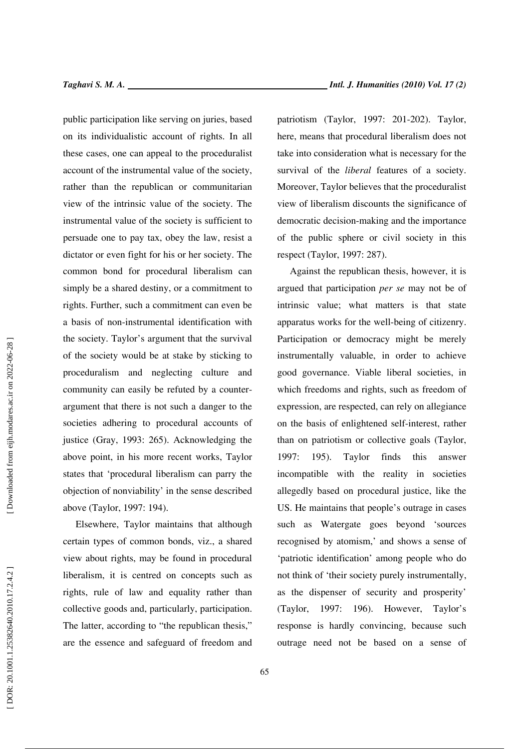public participation like serving on juries, based on its individualistic account of rights. In all these cases, one can appeal to the proceduralist account of the instrumental value of the society, rather than the republican or communitarian view of the intrinsic value of the society. The instrumental value of the society is sufficient to persuade one to pay tax, obey the law, resist a dictator or even fight for his or her society. The common bond for procedural liberalism can simply be a shared destiny, or a commitment to rights. Further, such a commitment can even be a basis of non-instrumental identification with the society. Taylor's argument that the survival of the society would be at stake by sticking to proceduralism and neglecting culture and community can easily be refuted by a counter-argument that there is not such a danger to the societies adhering to procedural accounts of justice (Gray, 1993: 265). Acknowledging the above point, in his more recent works, Taylor states that 'procedural liberalism can parry the objection of nonviability' in the sense described above (Taylor, 1997: 194).

Elsewhere, Taylor maintains that although certain types of common bonds, viz., a shared view about rights, may be found in procedural liberalism, it is centred on concepts such as rights, rule of law and equality rather than collective goods and, particularly, participation. The latter, according to "the republican thesis," are the essence and safeguard of freedom and patriotism (Taylor, 1997: 201-202). Taylor, here, means that procedural liberalism does not take into consideration what is necessary for the survival of the *liberal* features of a society. Moreover, Taylor believes that the proceduralist view of liberalism discounts the significance of democratic decision-making and the importance of the public sphere or civil society in this respect (Taylor, 1997: 287).

Against the republican thesis, however, it is argued that participation *per se* may not be of intrinsic value; what matters is that state apparatus works for the well-being of citizenry. Participation or democracy might be merely instrumentally valuable, in order to achieve good governance. Viable liberal societies, in which freedoms and rights, such as freedom of expression, are respected, can rely on allegiance on the basis of enlightened self-interest, rather than on patriotism or collective goals (Taylor, 1997: 195). Taylor finds this answer incompatible with the reality in societies allegedly based on procedural justice, like the US. He maintains that people's outrage in cases such as Watergate goes beyond 'sources recognised by atomism,' and shows a sense of 'patriotic identification' among people who do not think of 'their society purely instrumentally, as the dispenser of security and prosperity' (Taylor, 1997: 196). However, Taylor's response is hardly convincing, because such outrage need not be based on a sense of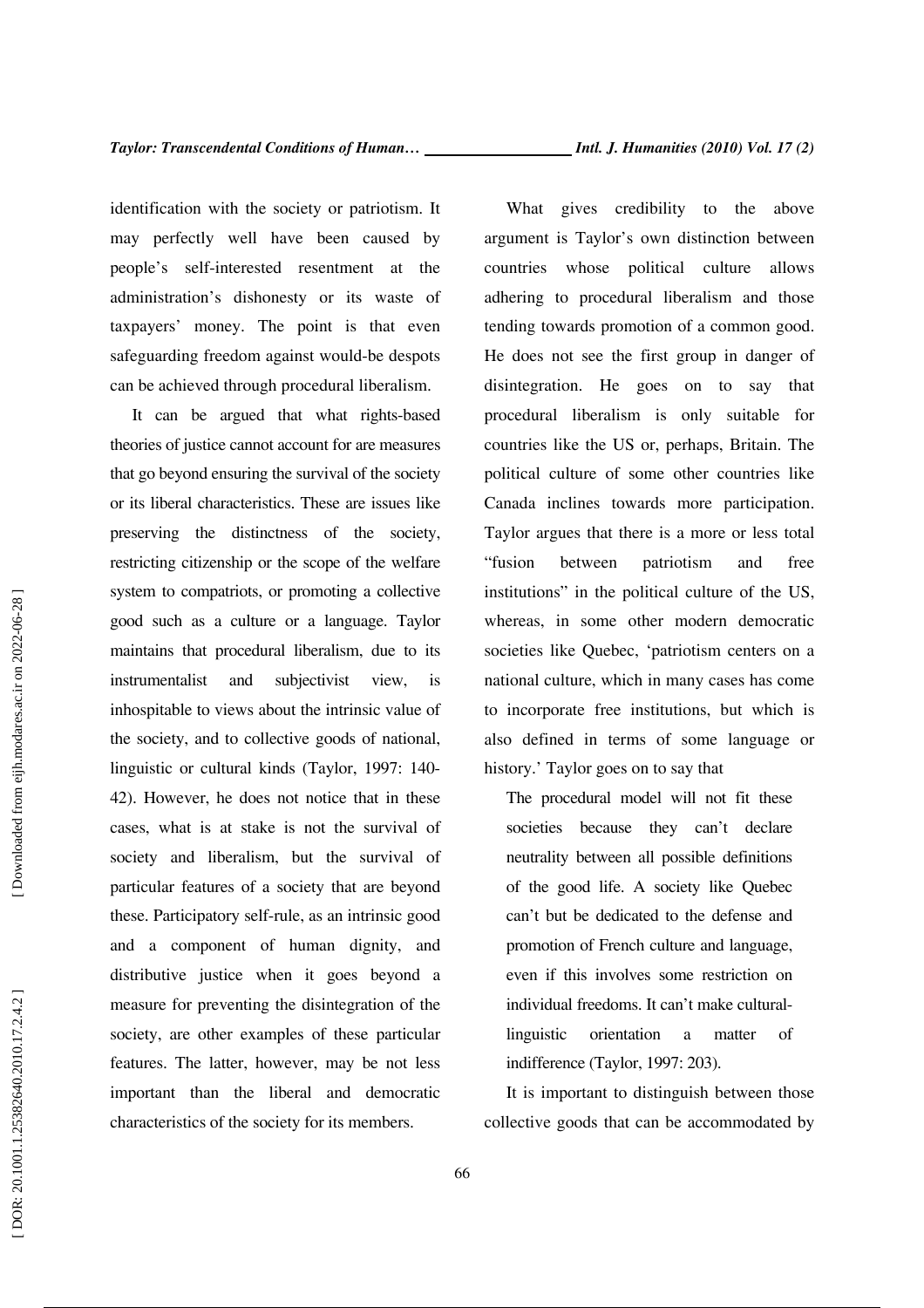identification with the society or patriotism. It may perfectly well have been caused by people's self-interested resentment at the administration's dishonesty or its waste of taxpayers' money. The point is that even safeguarding freedom against would-be despots can be achieved through procedural liberalism.

It can be argued that what rights-based theories of justice cannot account for are measures that go beyond ensuring the survival of the society or its liberal characteristics. These are issues like preserving the distinctness of the society, restricting citizenship or the scope of the welfare system to compatriots, or promoting a collective good such as a culture or a language. Taylor maintains that procedural liberalism, due to its instrumentalist and subjectivist view, is inhospitable to views about the intrinsic value of the society, and to collective goods of national, linguistic or cultural kinds (Taylor, 1997: 140-42). However, he does not notice that in these cases, what is at stake is not the survival of society and liberalism, but the survival of particular features of a society that are beyond these. Participatory self-rule, as an intrinsic good and a component of human dignity, and distributive justice when it goes beyond a measure for preventing the disintegration of the society, are other examples of these particular features. The latter, however, may be not less important than the liberal and democratic characteristics of the society for its members.

What gives credibility to the above argument is Taylor's own distinction between countries whose political culture allows adhering to procedural liberalism and those tending towards promotion of a common good. He does not see the first group in danger of disintegration. He goes on to say that procedural liberalism is only suitable for countries like the US or, perhaps, Britain. The political culture of some other countries like Canada inclines towards more participation. Taylor argues that there is a more or less total "fusion between patriotism and free institutions" in the political culture of the US, whereas, in some other modern democratic societies like Quebec, 'patriotism centers on a national culture, which in many cases has come to incorporate free institutions, but which is also defined in terms of some language or history.' Taylor goes on to say that

> The procedural model will not fit these societies because they can't declare neutrality between all possible definitions of the good life. A society like Quebec can't but be dedicated to the defense and promotion of French culture and language, even if this involves some restriction on individual freedoms. It can't make cultural-linguistic orientation a matter of indifference (Taylor, 1997: 203).

It is important to distinguish between those collective goods that can be accommodated by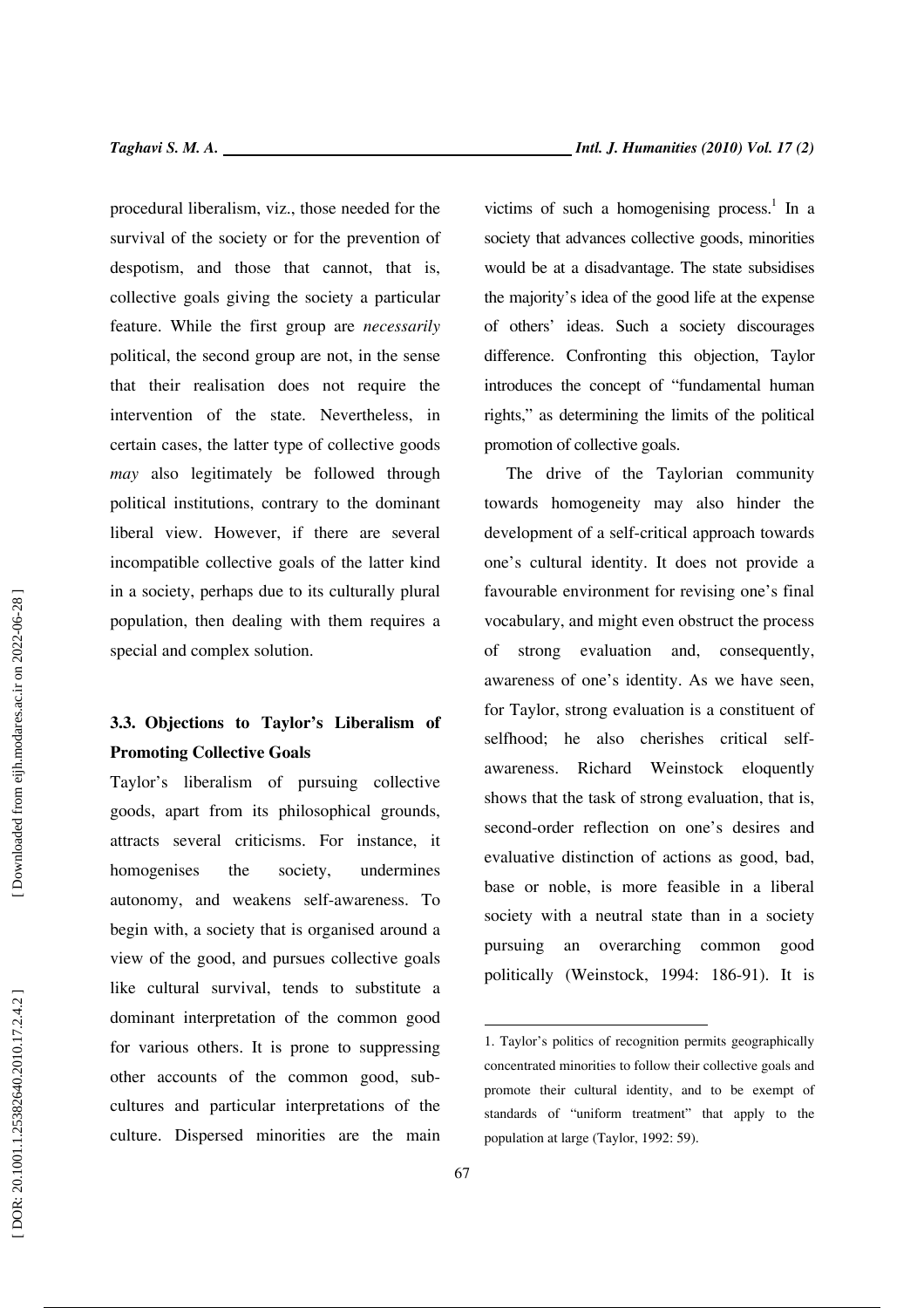procedural liberalism, viz., those needed for the survival of the society or for the prevention of despotism, and those that cannot, that is, collective goals giving the society a particular feature. While the first group are *necessarily* political, the second group are not, in the sense that their realisation does not require the intervention of the state. Nevertheless, in certain cases, the latter type of collective goods *may* also legitimately be followed through political institutions, contrary to the dominant liberal view. However, if there are several incompatible collective goals of the latter kind in a society, perhaps due to its culturally plural population, then dealing with them requires a special and complex solution.

### 3.3. Objections to Taylor's Liberalism of Promoting Collective Goals

Taylor's liberalism of pursuing collective goods, apart from its philosophical grounds, attracts several criticisms. For instance, it homogenises the society, undermines autonomy, and weakens self-awareness. To begin with, a society that is organised around a view of the good, and pursues collective goals like cultural survival, tends to substitute a dominant interpretation of the common good for various others. It is prone to suppressing other accounts of the common good, sub-cultures and particular interpretations of the culture. Dispersed minorities are the main victims of such a homogenising process.[1] In a society that advances collective goods, minorities would be at a disadvantage. The state subsidises the majority's idea of the good life at the expense of others' ideas. Such a society discourages difference. Confronting this objection, Taylor introduces the concept of "fundamental human rights," as determining the limits of the political promotion of collective goals.

The drive of the Taylorian community towards homogeneity may also hinder the development of a self-critical approach towards one's cultural identity. It does not provide a favourable environment for revising one's final vocabulary, and might even obstruct the process of strong evaluation and, consequently, awareness of one's identity. As we have seen, for Taylor, strong evaluation is a constituent of selfhood; he also cherishes critical self-awareness. Richard Weinstock eloquently shows that the task of strong evaluation, that is, second-order reflection on one's desires and evaluative distinction of actions as good, bad, base or noble, is more feasible in a liberal society with a neutral state than in a society pursuing an overarching common good politically (Weinstock, 1994: 186-91). It is

---

1. Taylor's politics of recognition permits geographically concentrated minorities to follow their collective goals and promote their cultural identity, and to be exempt of standards of "uniform treatment" that apply to the population at large (Taylor, 1992: 59).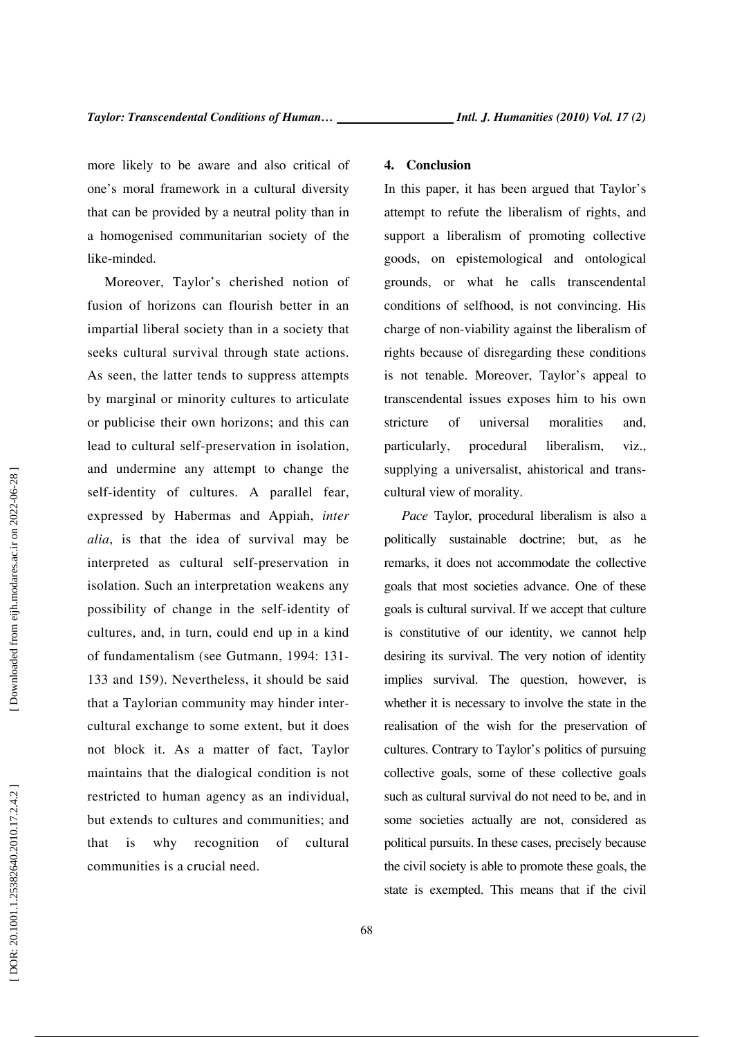more likely to be aware and also critical of one's moral framework in a cultural diversity that can be provided by a neutral polity than in a homogenised communitarian society of the like-minded.

Moreover, Taylor's cherished notion of fusion of horizons can flourish better in an impartial liberal society than in a society that seeks cultural survival through state actions. As seen, the latter tends to suppress attempts by marginal or minority cultures to articulate or publicise their own horizons; and this can lead to cultural self-preservation in isolation, and undermine any attempt to change the self-identity of cultures. A parallel fear, expressed by Habermas and Appiah, *inter alia*, is that the idea of survival may be interpreted as cultural self-preservation in isolation. Such an interpretation weakens any possibility of change in the self-identity of cultures, and, in turn, could end up in a kind of fundamentalism (see Gutmann, 1994: 131-133 and 159). Nevertheless, it should be said that a Taylorian community may hinder inter-cultural exchange to some extent, but it does not block it. As a matter of fact, Taylor maintains that the dialogical condition is not restricted to human agency as an individual, but extends to cultures and communities; and that is why recognition of cultural communities is a crucial need.

## 4. Conclusion

In this paper, it has been argued that Taylor's attempt to refute the liberalism of rights, and support a liberalism of promoting collective goods, on epistemological and ontological grounds, or what he calls transcendental conditions of selfhood, is not convincing. His charge of non-viability against the liberalism of rights because of disregarding these conditions is not tenable. Moreover, Taylor's appeal to transcendental issues exposes him to his own stricture of universal moralities and, particularly, procedural liberalism, viz., supplying a universalist, ahistorical and trans-cultural view of morality.

*Pace* Taylor, procedural liberalism is also a politically sustainable doctrine; but, as he remarks, it does not accommodate the collective goals that most societies advance. One of these goals is cultural survival. If we accept that culture is constitutive of our identity, we cannot help desiring its survival. The very notion of identity implies survival. The question, however, is whether it is necessary to involve the state in the realisation of the wish for the preservation of cultures. Contrary to Taylor's politics of pursuing collective goals, some of these collective goals such as cultural survival do not need to be, and in some societies actually are not, considered as political pursuits. In these cases, precisely because the civil society is able to promote these goals, the state is exempted. This means that if the civil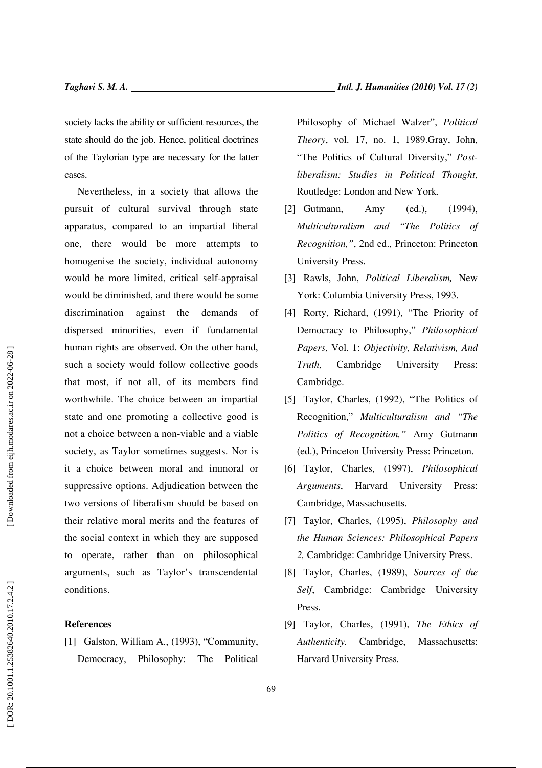society lacks the ability or sufficient resources, the state should do the job. Hence, political doctrines of the Taylorian type are necessary for the latter cases.

Nevertheless, in a society that allows the pursuit of cultural survival through state apparatus, compared to an impartial liberal one, there would be more attempts to homogenise the society, individual autonomy would be more limited, critical self-appraisal would be diminished, and there would be some discrimination against the demands of dispersed minorities, even if fundamental human rights are observed. On the other hand, such a society would follow collective goods that most, if not all, of its members find worthwhile. The choice between an impartial state and one promoting a collective good is not a choice between a non-viable and a viable society, as Taylor sometimes suggests. Nor is it a choice between moral and immoral or suppressive options. Adjudication between the two versions of liberalism should be based on their relative moral merits and the features of the social context in which they are supposed to operate, rather than on philosophical arguments, such as Taylor's transcendental conditions.

## References

[1] Galston, William A., (1993), "Community, Democracy, Philosophy: The Political Philosophy of Michael Walzer", *Political Theory*, vol. 17, no. 1, 1989.Gray, John, "The Politics of Cultural Diversity," *Post-liberalism: Studies in Political Thought,* Routledge: London and New York.

[2] Gutmann, Amy (ed.), (1994), *Multiculturalism and "The Politics of Recognition,"*, 2nd ed., Princeton: Princeton University Press.

[3] Rawls, John, *Political Liberalism,* New York: Columbia University Press, 1993.

[4] Rorty, Richard, (1991), "The Priority of Democracy to Philosophy," *Philosophical Papers,* Vol. 1: *Objectivity, Relativism, And Truth,* Cambridge University Press: Cambridge.

[5] Taylor, Charles, (1992), "The Politics of Recognition," *Multiculturalism and "The Politics of Recognition,"* Amy Gutmann (ed.), Princeton University Press: Princeton.

[6] Taylor, Charles, (1997), *Philosophical Arguments*, Harvard University Press: Cambridge, Massachusetts.

[7] Taylor, Charles, (1995), *Philosophy and the Human Sciences: Philosophical Papers 2,* Cambridge: Cambridge University Press.

[8] Taylor, Charles, (1989), *Sources of the Self*, Cambridge: Cambridge University Press.

[9] Taylor, Charles, (1991), *The Ethics of Authenticity.* Cambridge, Massachusetts: Harvard University Press.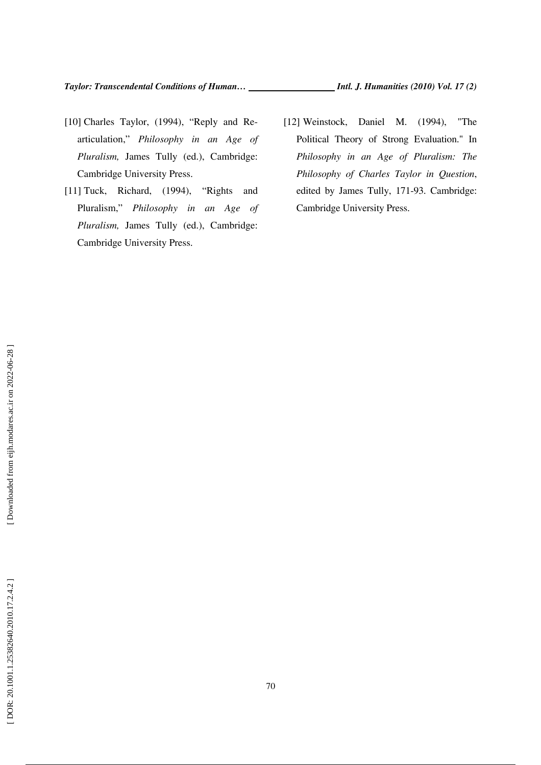[10] Charles Taylor, (1994), "Reply and Re-articulation," *Philosophy in an Age of Pluralism,* James Tully (ed.), Cambridge: Cambridge University Press.

[11] Tuck, Richard, (1994), "Rights and Pluralism," *Philosophy in an Age of Pluralism,* James Tully (ed.), Cambridge: Cambridge University Press.

[12] Weinstock, Daniel M. (1994), "The Political Theory of Strong Evaluation." In *Philosophy in an Age of Pluralism: The Philosophy of Charles Taylor in Question*, edited by James Tully, 171-93. Cambridge: Cambridge University Press.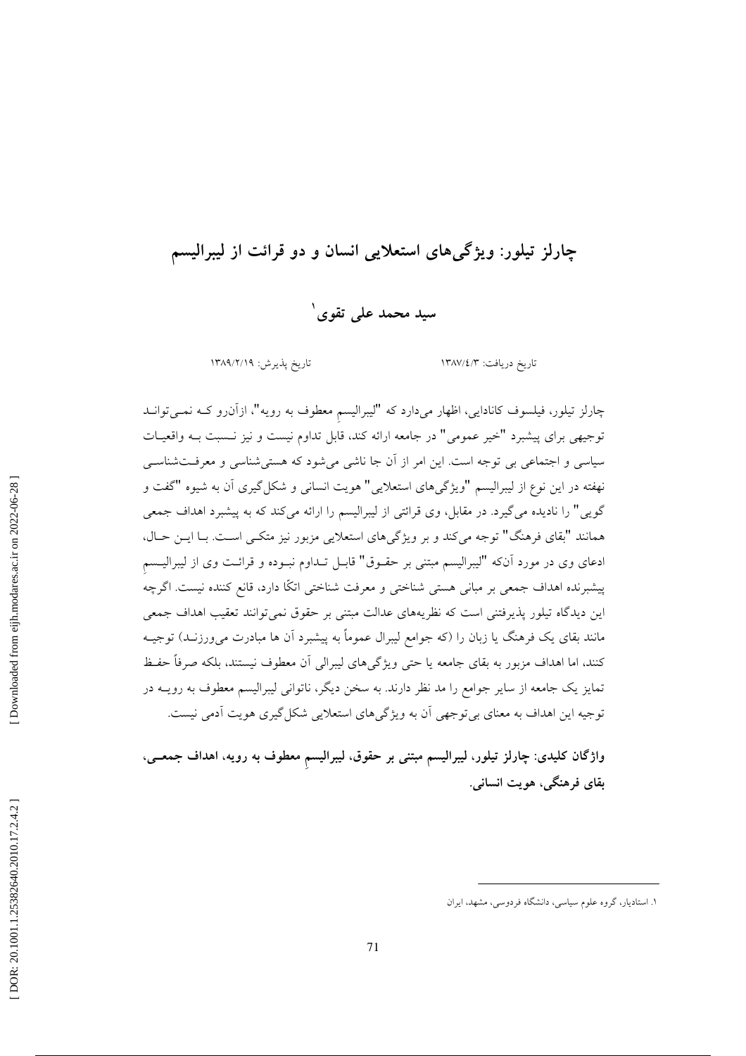# چارلز تیلور: ویژگی‌های استعلایی انسان و دو قرائت از لیبرالیسم

## سید محمد علی تقوی[1]

تاریخ دریافت: ۱۳۸۷/٤/۳ تاریخ پذیرش: ۱۳۸۹/۲/۱۹

چارلز تیلور، فیلسوف کانادایی، اظهار می‌دارد که "لیبرالیسمِ معطوف به رویه"، ازآن‌رو کـه نمـی‌توانـد توجیهی برای پیشبرد "خیر عمومی" در جامعه ارائه کند، قابل تداوم نیست و نیز نـسبت بـه واقعیـات سیاسی و اجتماعی بی توجه است. این امر از آن جا ناشی می‌شود که هستی‌شناسی و معرفـت‌شناسـی نهفته در این نوع از لیبرالیسم "ویژگی‌های استعلایی" هویت انسانی و شکل‌گیری آن به شیوه "گفت و گویی" را نادیده می‌گیرد. در مقابل، وی قرائتی از لیبرالیسم را ارائه می‌کند که به پیشبرد اهداف جمعی همانند "بقای فرهنگ" توجه می‌کند و بر ویژگی‌های استعلایی مزبور نیز متکـی اسـت. بـا ایـن حـال، ادعای وی در مورد آن‌که "لیبرالیسم مبتنی بر حقـوق" قابـل تـداوم نبـوده و قرائـت وی از لیبرالیـسمِ پیشبرنده اهداف جمعی بر مبانی هستی شناختی و معرفت شناختی اتکا دارد، قانع کننده نیست. اگرچه این دیدگاه تیلور پذیرفتنی است که نظریه‌های عدالت مبتنی بر حقوق نمی‌توانند تعقیب اهداف جمعی مانند بقای یک فرهنگ یا زبان را (که جوامع لیبرال عموماً به پیشبرد آن ها مبادرت می‌ورزنـد) توجیـه کنند، اما اهداف مزبور به بقای جامعه یا حتی ویژگی‌های لیبرالی آن معطوف نیستند، بلکه صرفاً حفـظ تمایز یک جامعه از سایر جوامع را مد نظر دارند. به سخن دیگر، ناتوانی لیبرالیسم معطوف به رویـه در توجیه این اهداف به معنای بی‌توجهی آن به ویژگی‌های استعلایی شکل‌گیری هویت آدمی نیست.

**واژگان کلیدی: چارلز تیلور، لیبرالیسم مبتنی بر حقوق، لیبرالیسمِ معطوف به رویه، اهداف جمعـی، بقای فرهنگی، هویت انسانی.**

---

[1] استادیار، گروه علوم سیاسی، دانشگاه فردوسی، مشهد، ایران